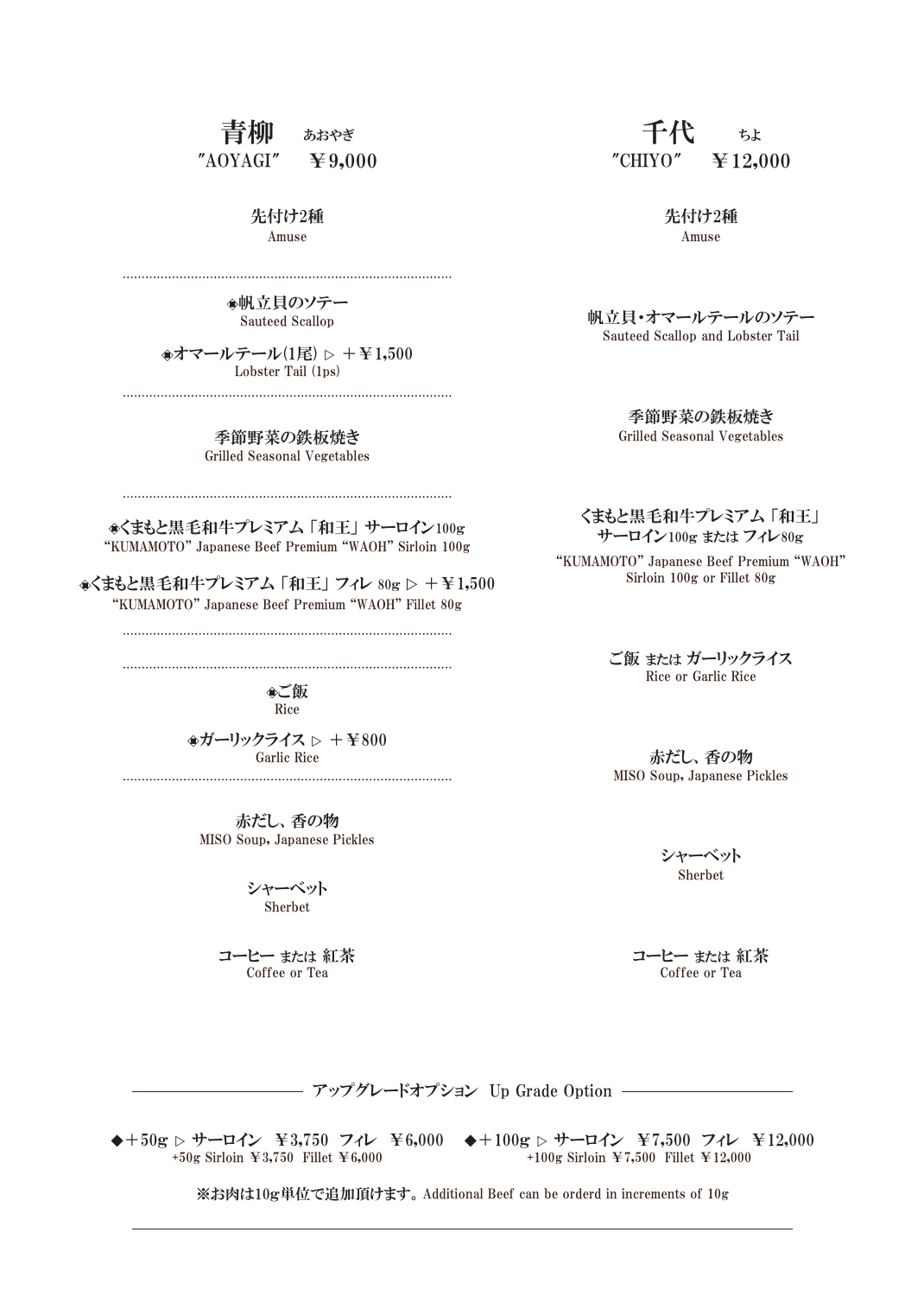## 青柳　あおやぎ

### ″AOYAGI″　¥9,000

**先付け2種**
Amuse

---

**◈帆立貝のソテー**
Sauteed Scallop

**◈オマールテール(1尾) ▷ ＋¥1,500**
Lobster Tail (1ps)

---

**季節野菜の鉄板焼き**
Grilled Seasonal Vegetables

---

**◈くまもと黒毛和牛プレミアム「和王」サーロイン100g**
"KUMAMOTO" Japanese Beef Premium "WAOH" Sirloin 100g

**◈くまもと黒毛和牛プレミアム「和王」フィレ 80g ▷ ＋¥1,500**
"KUMAMOTO" Japanese Beef Premium "WAOH" Fillet 80g

---

---

**◈ご飯**
Rice

**◈ガーリックライス ▷ ＋¥800**
Garlic Rice

---

**赤だし、香の物**
MISO Soup, Japanese Pickles

**シャーベット**
Sherbet

**コーヒー または 紅茶**
Coffee or Tea

## 千代　ちよ

### ″CHIYO″　¥12,000

**先付け2種**
Amuse

**帆立貝・オマールテールのソテー**
Sauteed Scallop and Lobster Tail

**季節野菜の鉄板焼き**
Grilled Seasonal Vegetables

**くまもと黒毛和牛プレミアム「和王」サーロイン100g または フィレ80g**
"KUMAMOTO" Japanese Beef Premium "WAOH" Sirloin 100g or Fillet 80g

**ご飯 または ガーリックライス**
Rice or Garlic Rice

**赤だし、香の物**
MISO Soup, Japanese Pickles

**シャーベット**
Sherbet

**コーヒー または 紅茶**
Coffee or Tea

---

## アップグレードオプション　Up Grade Option

**◆＋50g ▷ サーロイン　¥3,750　フィレ　¥6,000**
+50g Sirloin ¥3,750　Fillet ¥6,000

**◆＋100g ▷ サーロイン　¥7,500　フィレ　¥12,000**
+100g Sirloin ¥7,500　Fillet ¥12,000

**※お肉は10g単位で追加頂けます。** Additional Beef can be orderd in increments of 10g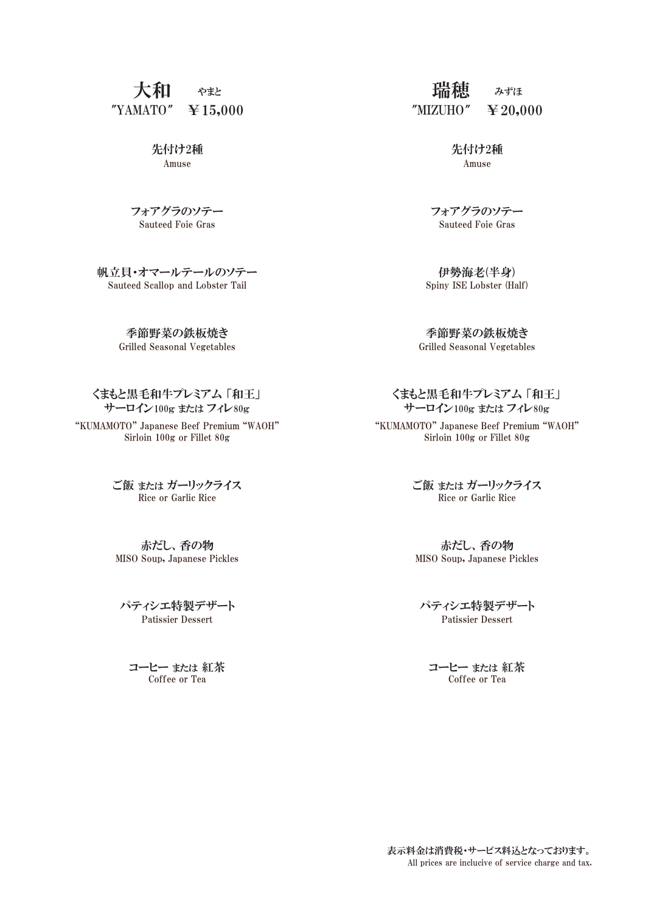## 大和　やまと
## ″YAMATO″　￥15,000

**先付け2種**
Amuse

**フォアグラのソテー**
Sauteed Foie Gras

**帆立貝・オマールテールのソテー**
Sauteed Scallop and Lobster Tail

**季節野菜の鉄板焼き**
Grilled Seasonal Vegetables

**くまもと黒毛和牛プレミアム「和王」**
**サーロイン100g または フィレ80g**
“KUMAMOTO” Japanese Beef Premium “WAOH”
Sirloin 100g or Fillet 80g

**ご飯 または ガーリックライス**
Rice or Garlic Rice

**赤だし、香の物**
MISO Soup, Japanese Pickles

**パティシエ特製デザート**
Patissier Dessert

**コーヒー または 紅茶**
Coffee or Tea

## 瑞穂　みずほ
## ″MIZUHO″　￥20,000

**先付け2種**
Amuse

**フォアグラのソテー**
Sauteed Foie Gras

**伊勢海老(半身)**
Spiny ISE Lobster (Half)

**季節野菜の鉄板焼き**
Grilled Seasonal Vegetables

**くまもと黒毛和牛プレミアム「和王」**
**サーロイン100g または フィレ80g**
“KUMAMOTO” Japanese Beef Premium “WAOH”
Sirloin 100g or Fillet 80g

**ご飯 または ガーリックライス**
Rice or Garlic Rice

**赤だし、香の物**
MISO Soup, Japanese Pickles

**パティシエ特製デザート**
Patissier Dessert

**コーヒー または 紅茶**
Coffee or Tea

表示料金は消費税・サービス料込となっております。
All prices are inclucive of service charge and tax.